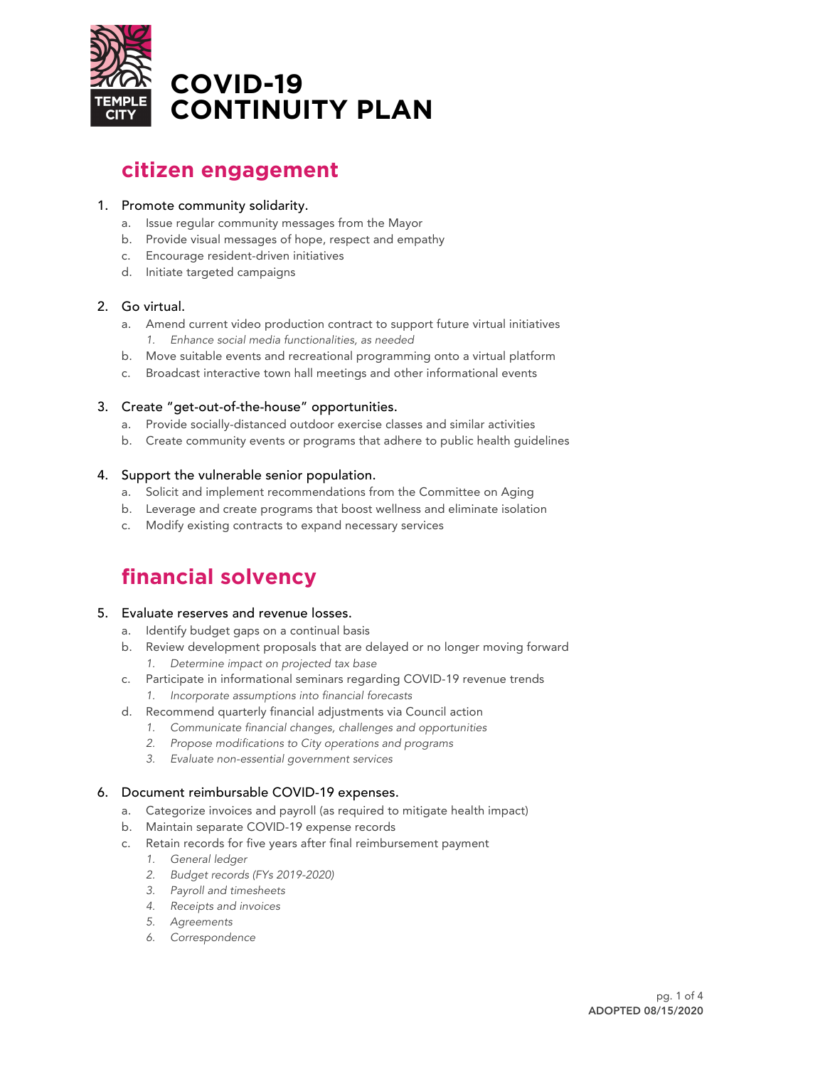# COVID-19 CONTINUITY PLAN

## citizen engagement

1. Promote community solidarity.
   a. Issue regular community messages from the Mayor
   b. Provide visual messages of hope, respect and empathy
   c. Encourage resident-driven initiatives
   d. Initiate targeted campaigns

2. Go virtual.
   a. Amend current video production contract to support future virtual initiatives
      1. *Enhance social media functionalities, as needed*
   b. Move suitable events and recreational programming onto a virtual platform
   c. Broadcast interactive town hall meetings and other informational events

3. Create "get-out-of-the-house" opportunities.
   a. Provide socially-distanced outdoor exercise classes and similar activities
   b. Create community events or programs that adhere to public health guidelines

4. Support the vulnerable senior population.
   a. Solicit and implement recommendations from the Committee on Aging
   b. Leverage and create programs that boost wellness and eliminate isolation
   c. Modify existing contracts to expand necessary services

## financial solvency

5. Evaluate reserves and revenue losses.
   a. Identify budget gaps on a continual basis
   b. Review development proposals that are delayed or no longer moving forward
      1. *Determine impact on projected tax base*
   c. Participate in informational seminars regarding COVID-19 revenue trends
      1. *Incorporate assumptions into financial forecasts*
   d. Recommend quarterly financial adjustments via Council action
      1. *Communicate financial changes, challenges and opportunities*
      2. *Propose modifications to City operations and programs*
      3. *Evaluate non-essential government services*

6. Document reimbursable COVID-19 expenses.
   a. Categorize invoices and payroll (as required to mitigate health impact)
   b. Maintain separate COVID-19 expense records
   c. Retain records for five years after final reimbursement payment
      1. *General ledger*
      2. *Budget records (FYs 2019-2020)*
      3. *Payroll and timesheets*
      4. *Receipts and invoices*
      5. *Agreements*
      6. *Correspondence*

**ADOPTED 08/15/2020**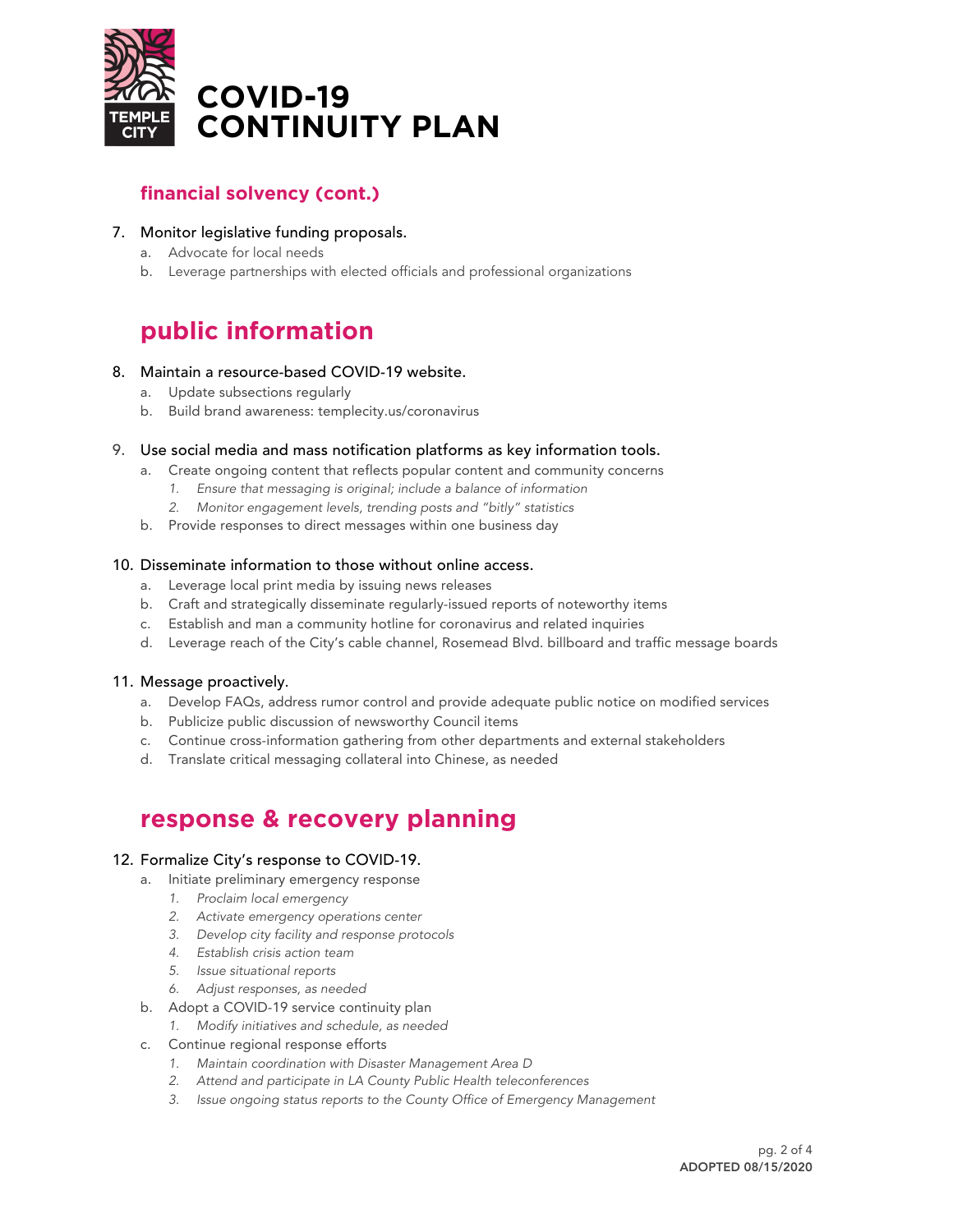# COVID-19 CONTINUITY PLAN

## financial solvency (cont.)

7. Monitor legislative funding proposals.
   a. Advocate for local needs
   b. Leverage partnerships with elected officials and professional organizations

## public information

8. Maintain a resource-based COVID-19 website.
   a. Update subsections regularly
   b. Build brand awareness: templecity.us/coronavirus

9. Use social media and mass notification platforms as key information tools.
   a. Create ongoing content that reflects popular content and community concerns
      1. *Ensure that messaging is original; include a balance of information*
      2. *Monitor engagement levels, trending posts and "bitly" statistics*
   b. Provide responses to direct messages within one business day

10. Disseminate information to those without online access.
    a. Leverage local print media by issuing news releases
    b. Craft and strategically disseminate regularly-issued reports of noteworthy items
    c. Establish and man a community hotline for coronavirus and related inquiries
    d. Leverage reach of the City's cable channel, Rosemead Blvd. billboard and traffic message boards

11. Message proactively.
    a. Develop FAQs, address rumor control and provide adequate public notice on modified services
    b. Publicize public discussion of newsworthy Council items
    c. Continue cross-information gathering from other departments and external stakeholders
    d. Translate critical messaging collateral into Chinese, as needed

## response & recovery planning

12. Formalize City's response to COVID-19.
    a. Initiate preliminary emergency response
       1. *Proclaim local emergency*
       2. *Activate emergency operations center*
       3. *Develop city facility and response protocols*
       4. *Establish crisis action team*
       5. *Issue situational reports*
       6. *Adjust responses, as needed*
    b. Adopt a COVID-19 service continuity plan
       1. *Modify initiatives and schedule, as needed*
    c. Continue regional response efforts
       1. *Maintain coordination with Disaster Management Area D*
       2. *Attend and participate in LA County Public Health teleconferences*
       3. *Issue ongoing status reports to the County Office of Emergency Management*

**ADOPTED 08/15/2020**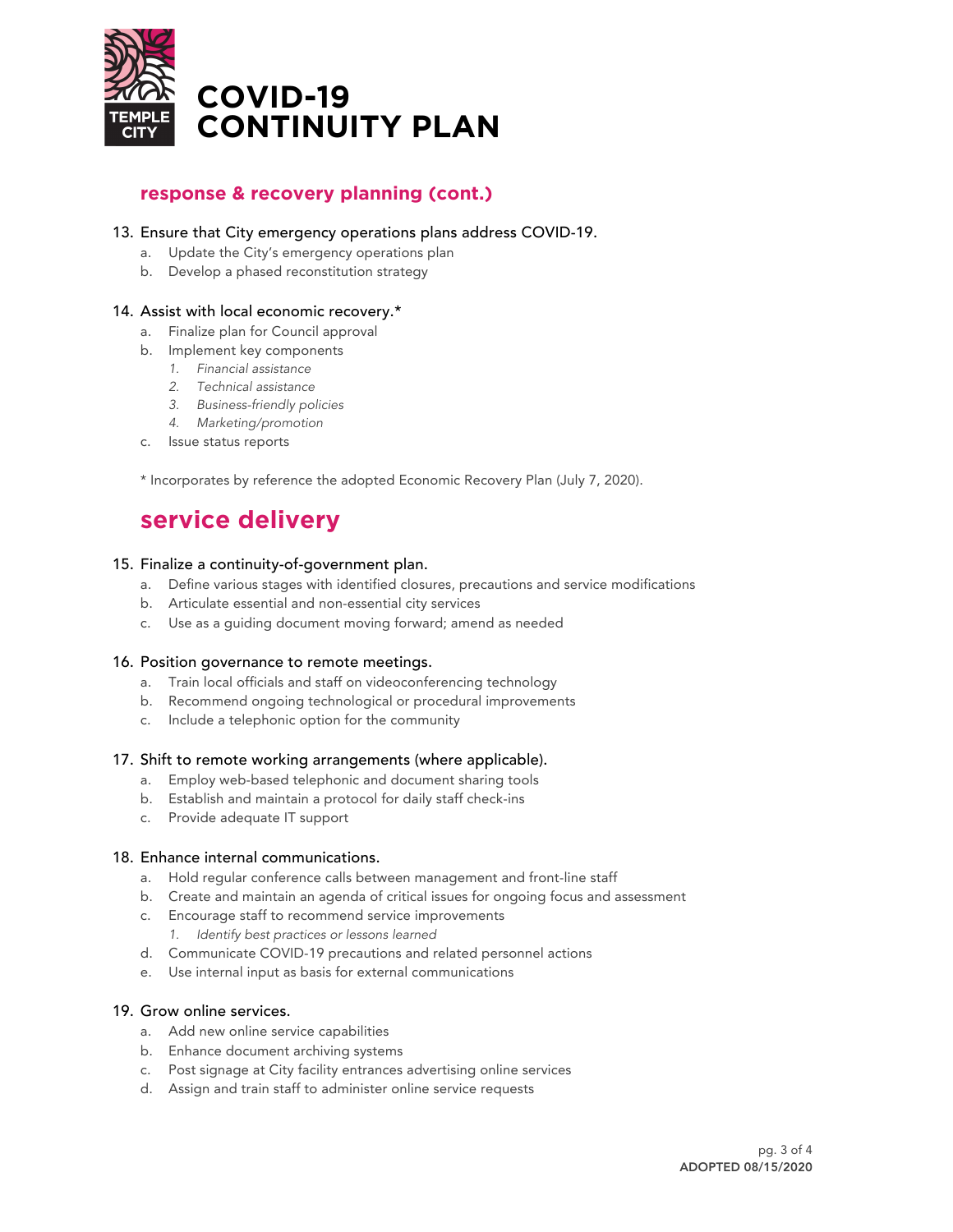# COVID-19 CONTINUITY PLAN

## response & recovery planning (cont.)

13. Ensure that City emergency operations plans address COVID-19.
    a. Update the City's emergency operations plan
    b. Develop a phased reconstitution strategy

14. Assist with local economic recovery.*
    a. Finalize plan for Council approval
    b. Implement key components
        1. *Financial assistance*
        2. *Technical assistance*
        3. *Business-friendly policies*
        4. *Marketing/promotion*
    c. Issue status reports

\* Incorporates by reference the adopted Economic Recovery Plan (July 7, 2020).

## service delivery

15. Finalize a continuity-of-government plan.
    a. Define various stages with identified closures, precautions and service modifications
    b. Articulate essential and non-essential city services
    c. Use as a guiding document moving forward; amend as needed

16. Position governance to remote meetings.
    a. Train local officials and staff on videoconferencing technology
    b. Recommend ongoing technological or procedural improvements
    c. Include a telephonic option for the community

17. Shift to remote working arrangements (where applicable).
    a. Employ web-based telephonic and document sharing tools
    b. Establish and maintain a protocol for daily staff check-ins
    c. Provide adequate IT support

18. Enhance internal communications.
    a. Hold regular conference calls between management and front-line staff
    b. Create and maintain an agenda of critical issues for ongoing focus and assessment
    c. Encourage staff to recommend service improvements
        1. *Identify best practices or lessons learned*
    d. Communicate COVID-19 precautions and related personnel actions
    e. Use internal input as basis for external communications

19. Grow online services.
    a. Add new online service capabilities
    b. Enhance document archiving systems
    c. Post signage at City facility entrances advertising online services
    d. Assign and train staff to administer online service requests

**ADOPTED 08/15/2020**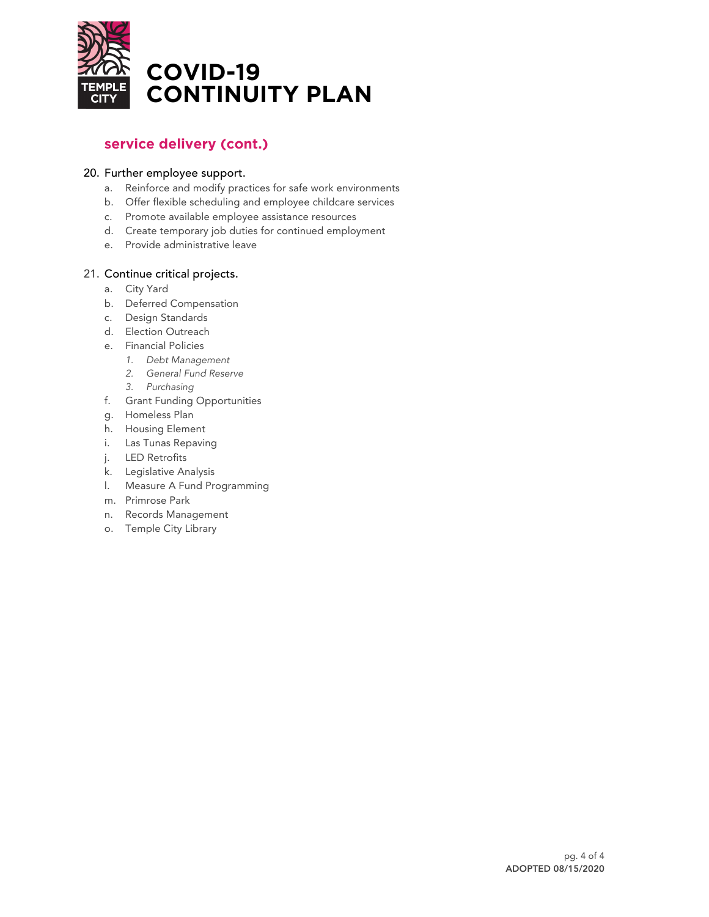# COVID-19 CONTINUITY PLAN

## service delivery (cont.)

20. Further employee support.
    a. Reinforce and modify practices for safe work environments
    b. Offer flexible scheduling and employee childcare services
    c. Promote available employee assistance resources
    d. Create temporary job duties for continued employment
    e. Provide administrative leave

21. Continue critical projects.
    a. City Yard
    b. Deferred Compensation
    c. Design Standards
    d. Election Outreach
    e. Financial Policies
       1. *Debt Management*
       2. *General Fund Reserve*
       3. *Purchasing*
    f. Grant Funding Opportunities
    g. Homeless Plan
    h. Housing Element
    i. Las Tunas Repaving
    j. LED Retrofits
    k. Legislative Analysis
    l. Measure A Fund Programming
    m. Primrose Park
    n. Records Management
    o. Temple City Library

**ADOPTED 08/15/2020**